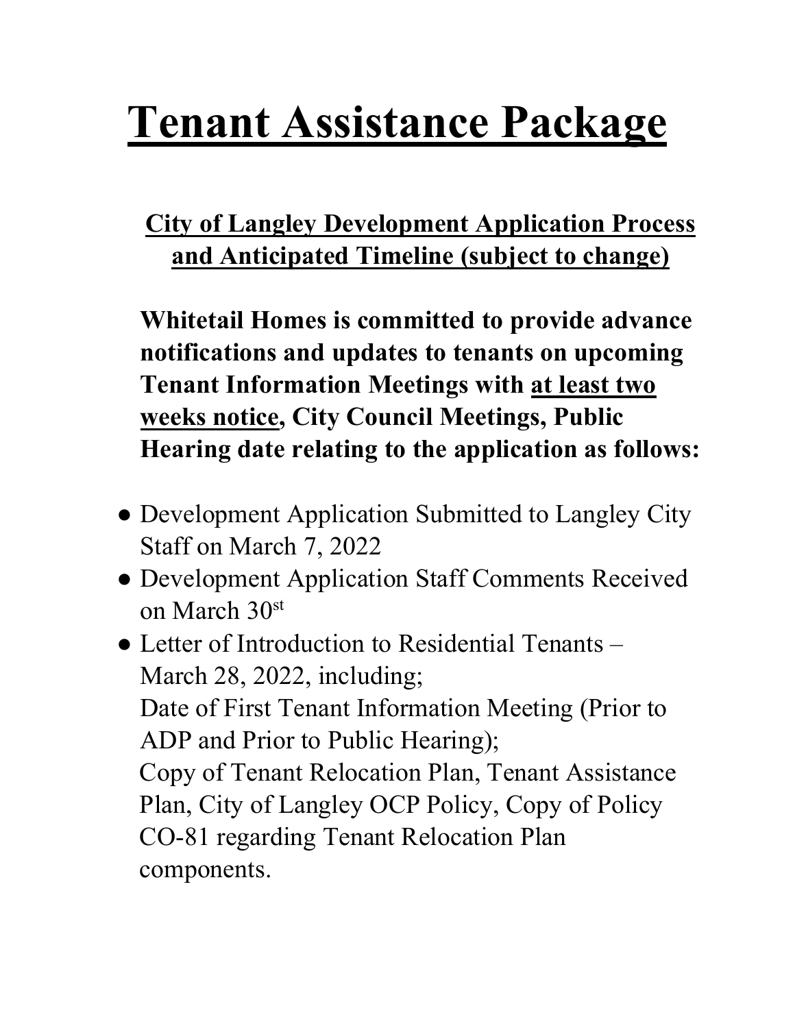# Tenant Assistance Package

## City of Langley Development Application Process and Anticipated Timeline (subject to change)

**Whitetail Homes is committed to provide advance notifications and updates to tenants on upcoming Tenant Information Meetings with at least two weeks notice, City Council Meetings, Public Hearing date relating to the application as follows:**

- Development Application Submitted to Langley City Staff on March 7, 2022
- Development Application Staff Comments Received on March 30st
- Letter of Introduction to Residential Tenants – March 28, 2022, including;
  Date of First Tenant Information Meeting (Prior to ADP and Prior to Public Hearing);
  Copy of Tenant Relocation Plan, Tenant Assistance Plan, City of Langley OCP Policy, Copy of Policy CO-81 regarding Tenant Relocation Plan components.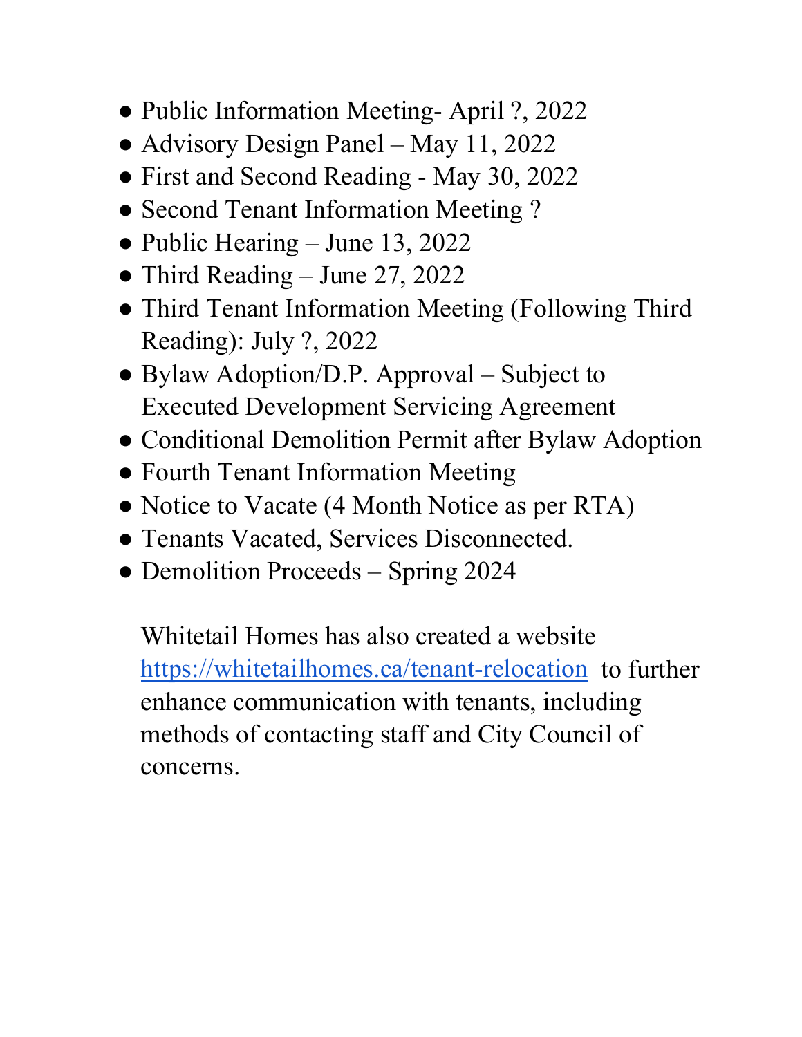- Public Information Meeting- April ?, 2022
- Advisory Design Panel – May 11, 2022
- First and Second Reading - May 30, 2022
- Second Tenant Information Meeting ?
- Public Hearing – June 13, 2022
- Third Reading – June 27, 2022
- Third Tenant Information Meeting (Following Third Reading): July ?, 2022
- Bylaw Adoption/D.P. Approval – Subject to Executed Development Servicing Agreement
- Conditional Demolition Permit after Bylaw Adoption
- Fourth Tenant Information Meeting
- Notice to Vacate (4 Month Notice as per RTA)
- Tenants Vacated, Services Disconnected.
- Demolition Proceeds – Spring 2024

Whitetail Homes has also created a website [https://whitetailhomes.ca/tenant-relocation](https://whitetailhomes.ca/tenant-relocation) to further enhance communication with tenants, including methods of contacting staff and City Council of concerns.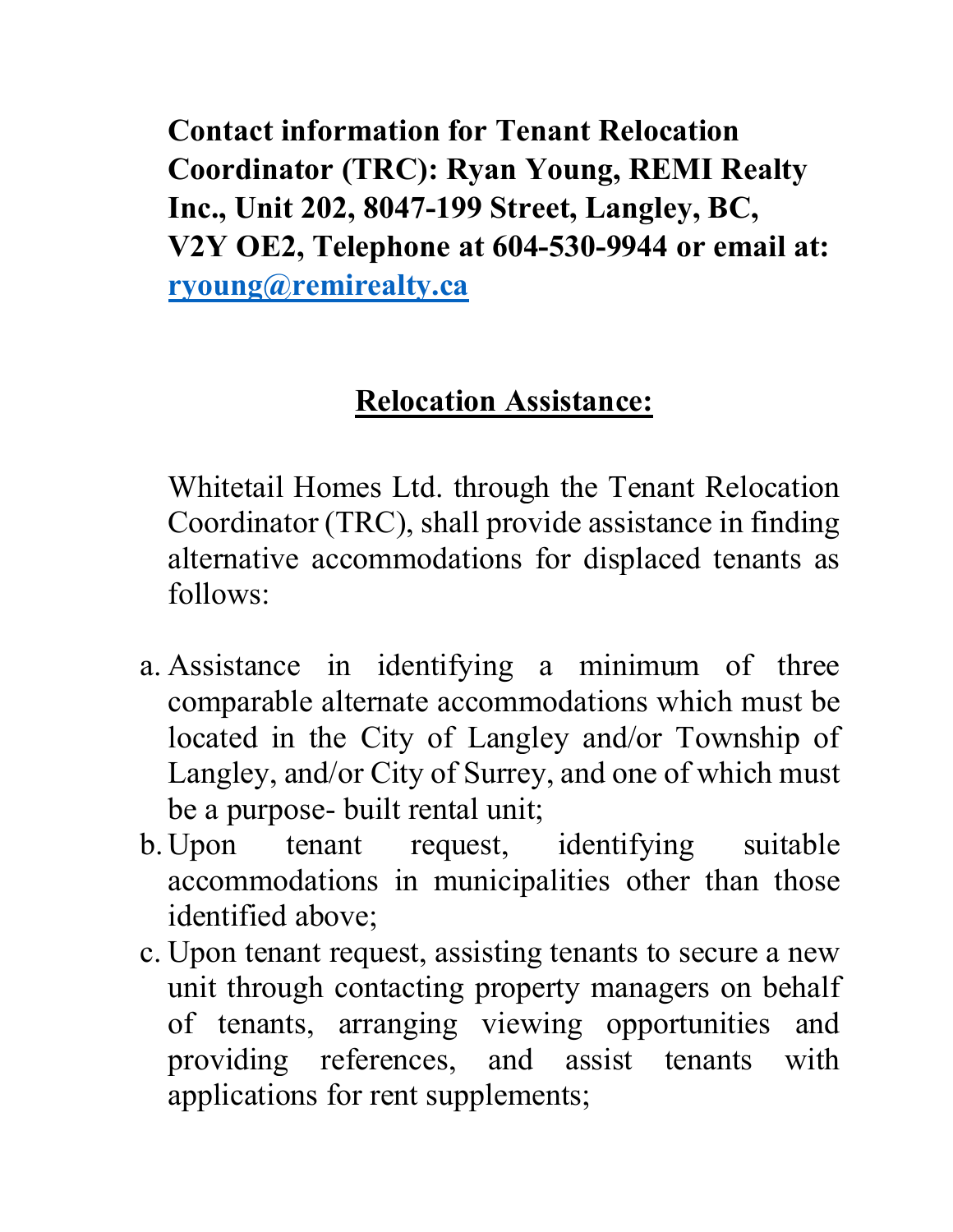**Contact information for Tenant Relocation Coordinator (TRC): Ryan Young, REMI Realty Inc., Unit 202, 8047-199 Street, Langley, BC, V2Y OE2, Telephone at 604-530-9944 or email at: [ryoung@remirealty.ca](mailto:ryoung@remirealty.ca)**

## Relocation Assistance:

Whitetail Homes Ltd. through the Tenant Relocation Coordinator (TRC), shall provide assistance in finding alternative accommodations for displaced tenants as follows:

a. Assistance in identifying a minimum of three comparable alternate accommodations which must be located in the City of Langley and/or Township of Langley, and/or City of Surrey, and one of which must be a purpose- built rental unit;
b. Upon tenant request, identifying suitable accommodations in municipalities other than those identified above;
c. Upon tenant request, assisting tenants to secure a new unit through contacting property managers on behalf of tenants, arranging viewing opportunities and providing references, and assist tenants with applications for rent supplements;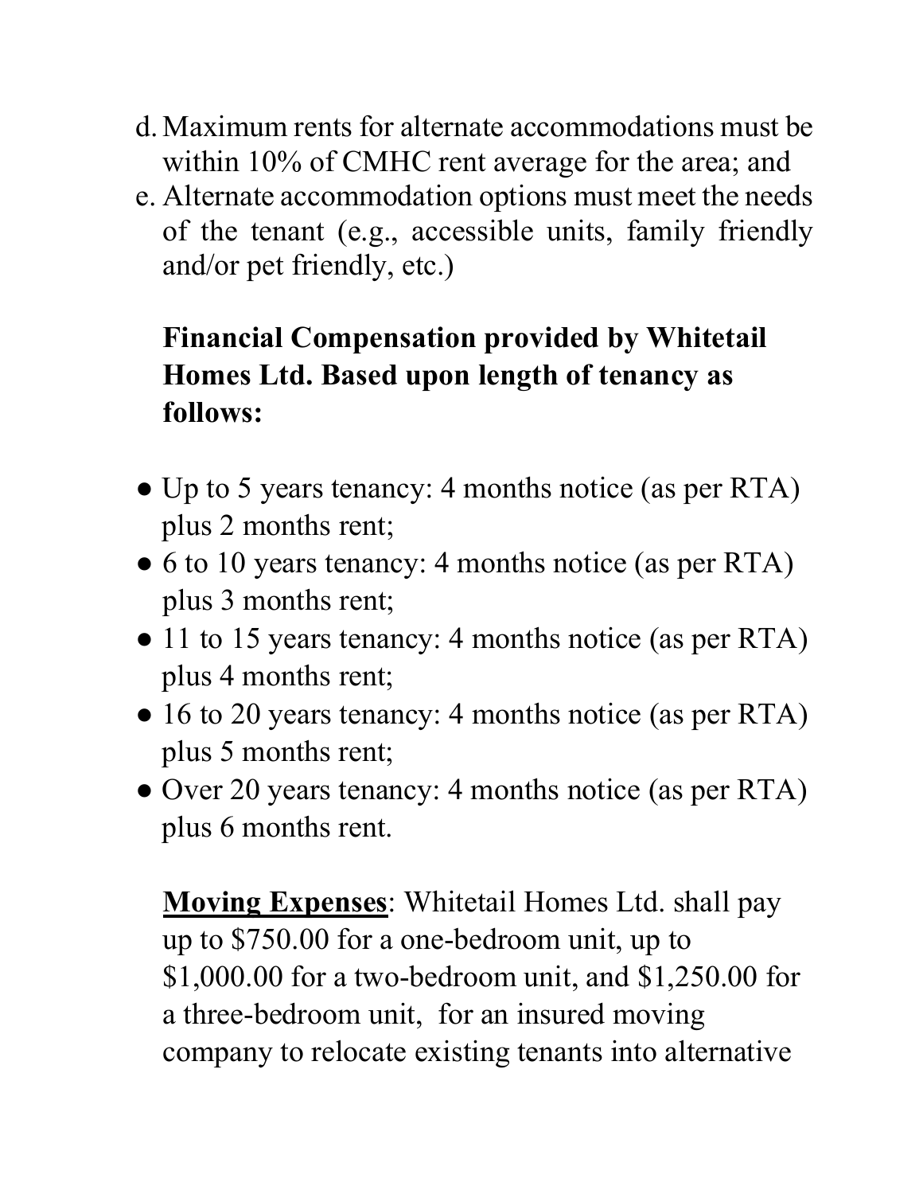d. Maximum rents for alternate accommodations must be within 10% of CMHC rent average for the area; and
e. Alternate accommodation options must meet the needs of the tenant (e.g., accessible units, family friendly and/or pet friendly, etc.)

**Financial Compensation provided by Whitetail Homes Ltd. Based upon length of tenancy as follows:**

- Up to 5 years tenancy: 4 months notice (as per RTA) plus 2 months rent;
- 6 to 10 years tenancy: 4 months notice (as per RTA) plus 3 months rent;
- 11 to 15 years tenancy: 4 months notice (as per RTA) plus 4 months rent;
- 16 to 20 years tenancy: 4 months notice (as per RTA) plus 5 months rent;
- Over 20 years tenancy: 4 months notice (as per RTA) plus 6 months rent.

**<u>Moving Expenses</u>**: Whitetail Homes Ltd. shall pay up to $750.00 for a one-bedroom unit, up to $1,000.00 for a two-bedroom unit, and $1,250.00 for a three-bedroom unit, for an insured moving company to relocate existing tenants into alternative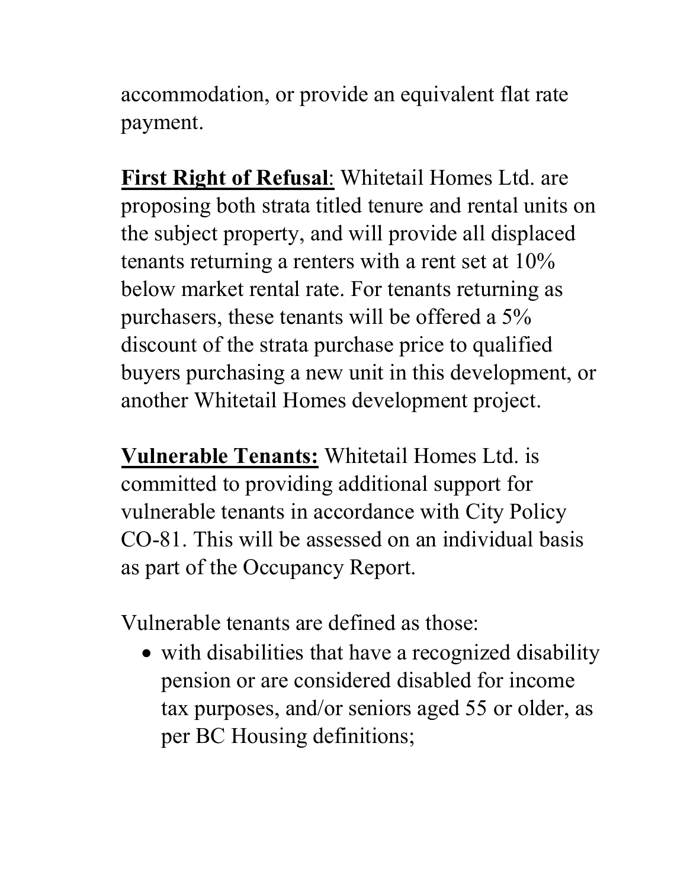accommodation, or provide an equivalent flat rate payment.

**First Right of Refusal**: Whitetail Homes Ltd. are proposing both strata titled tenure and rental units on the subject property, and will provide all displaced tenants returning a renters with a rent set at 10% below market rental rate. For tenants returning as purchasers, these tenants will be offered a 5% discount of the strata purchase price to qualified buyers purchasing a new unit in this development, or another Whitetail Homes development project.

**Vulnerable Tenants:** Whitetail Homes Ltd. is committed to providing additional support for vulnerable tenants in accordance with City Policy CO-81. This will be assessed on an individual basis as part of the Occupancy Report.

Vulnerable tenants are defined as those:

- with disabilities that have a recognized disability pension or are considered disabled for income tax purposes, and/or seniors aged 55 or older, as per BC Housing definitions;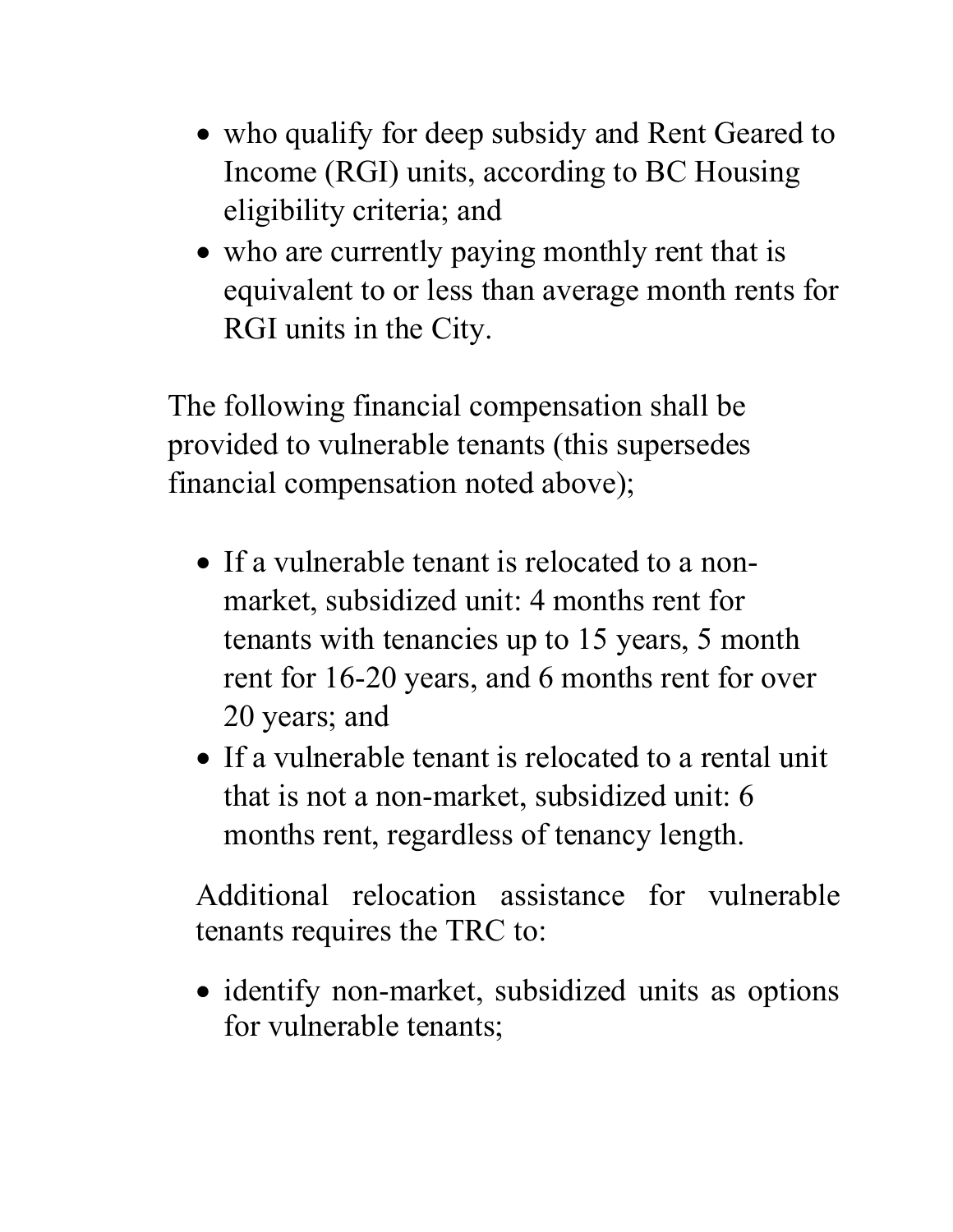- who qualify for deep subsidy and Rent Geared to Income (RGI) units, according to BC Housing eligibility criteria; and
- who are currently paying monthly rent that is equivalent to or less than average month rents for RGI units in the City.

The following financial compensation shall be provided to vulnerable tenants (this supersedes financial compensation noted above);

- If a vulnerable tenant is relocated to a non-market, subsidized unit: 4 months rent for tenants with tenancies up to 15 years, 5 month rent for 16-20 years, and 6 months rent for over 20 years; and
- If a vulnerable tenant is relocated to a rental unit that is not a non-market, subsidized unit: 6 months rent, regardless of tenancy length.

Additional relocation assistance for vulnerable tenants requires the TRC to:

- identify non-market, subsidized units as options for vulnerable tenants;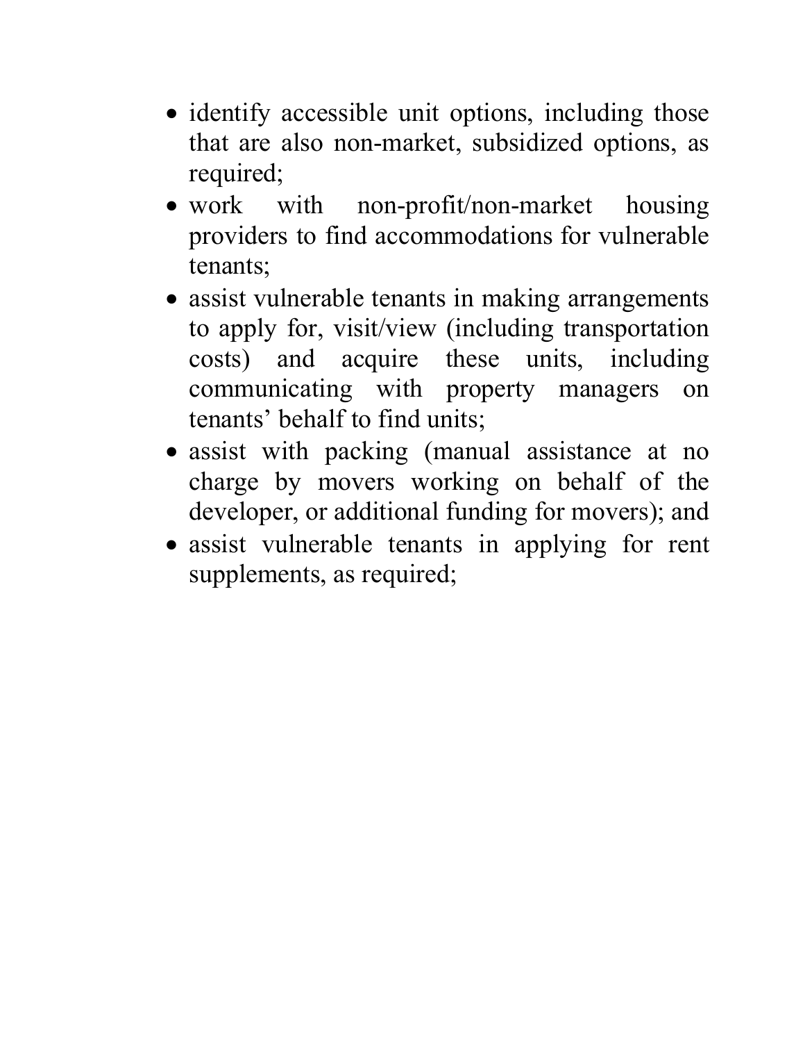- identify accessible unit options, including those that are also non-market, subsidized options, as required;
- work with non-profit/non-market housing providers to find accommodations for vulnerable tenants;
- assist vulnerable tenants in making arrangements to apply for, visit/view (including transportation costs) and acquire these units, including communicating with property managers on tenants' behalf to find units;
- assist with packing (manual assistance at no charge by movers working on behalf of the developer, or additional funding for movers); and
- assist vulnerable tenants in applying for rent supplements, as required;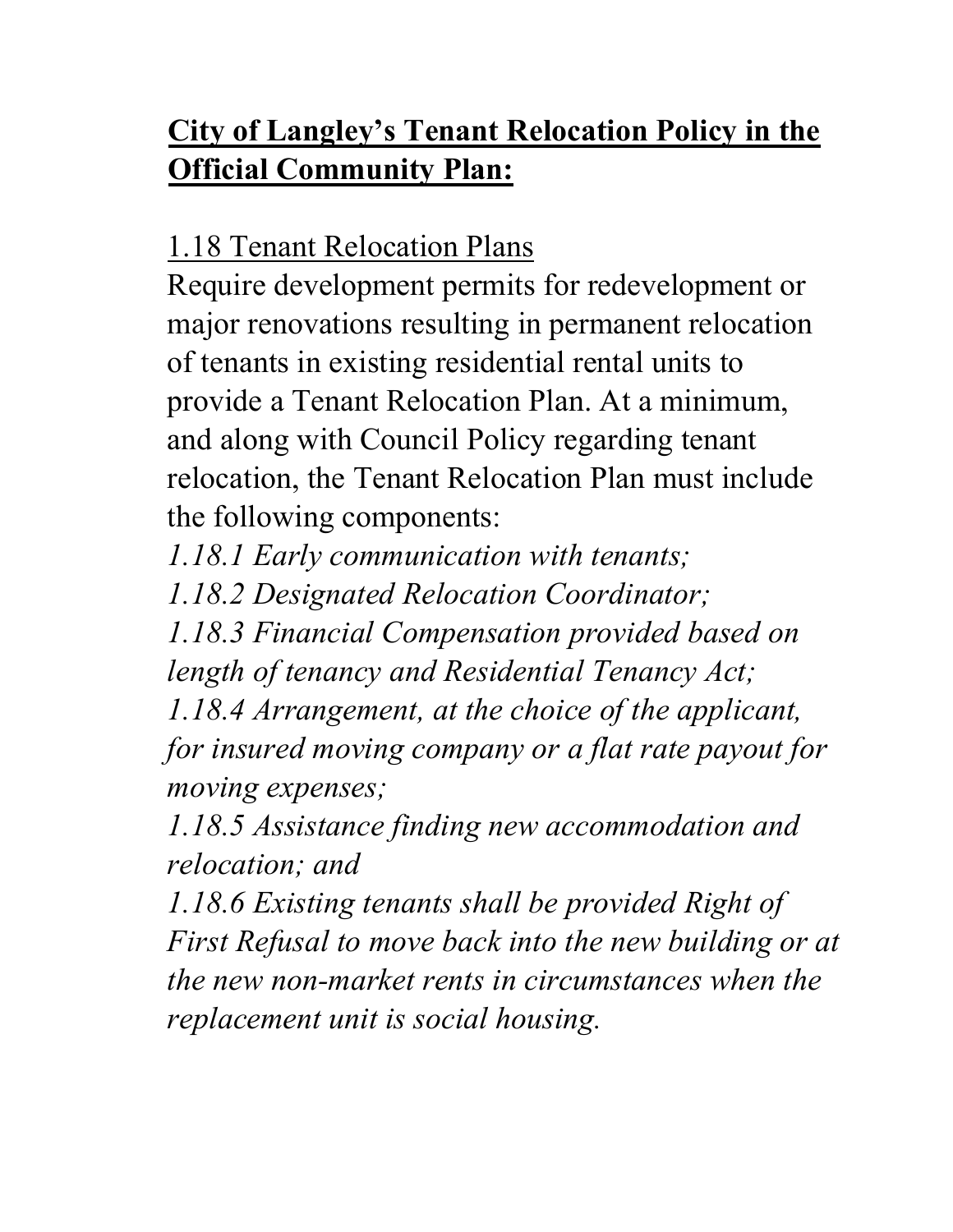## **City of Langley's Tenant Relocation Policy in the Official Community Plan:**

1.18 Tenant Relocation Plans

Require development permits for redevelopment or major renovations resulting in permanent relocation of tenants in existing residential rental units to provide a Tenant Relocation Plan. At a minimum, and along with Council Policy regarding tenant relocation, the Tenant Relocation Plan must include the following components:

*1.18.1 Early communication with tenants;*

*1.18.2 Designated Relocation Coordinator;*

*1.18.3 Financial Compensation provided based on length of tenancy and Residential Tenancy Act;*

*1.18.4 Arrangement, at the choice of the applicant, for insured moving company or a flat rate payout for moving expenses;*

*1.18.5 Assistance finding new accommodation and relocation; and*

*1.18.6 Existing tenants shall be provided Right of First Refusal to move back into the new building or at the new non-market rents in circumstances when the replacement unit is social housing.*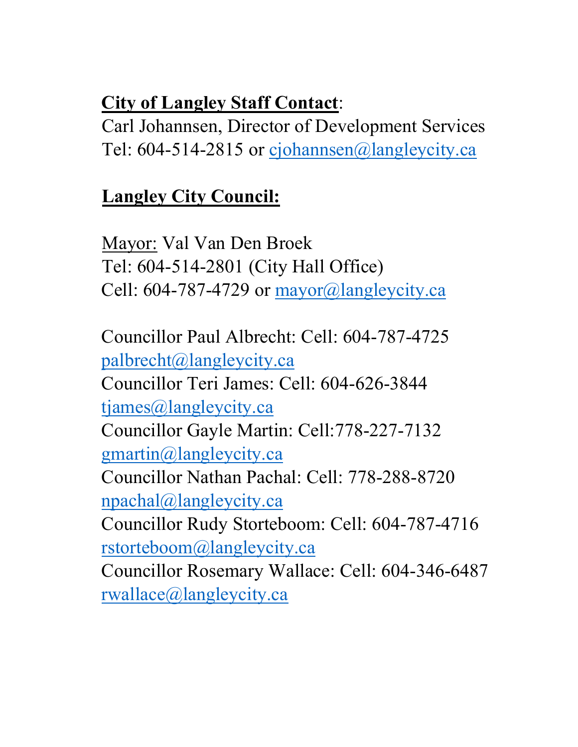**City of Langley Staff Contact**:
Carl Johannsen, Director of Development Services
Tel: 604-514-2815 or cjohannsen@langleycity.ca

**Langley City Council:**

Mayor: Val Van Den Broek
Tel: 604-514-2801 (City Hall Office)
Cell: 604-787-4729 or mayor@langleycity.ca

Councillor Paul Albrecht: Cell: 604-787-4725
palbrecht@langleycity.ca
Councillor Teri James: Cell: 604-626-3844
tjames@langleycity.ca
Councillor Gayle Martin: Cell:778-227-7132
gmartin@langleycity.ca
Councillor Nathan Pachal: Cell: 778-288-8720
npachal@langleycity.ca
Councillor Rudy Storteboom: Cell: 604-787-4716
rstorteboom@langleycity.ca
Councillor Rosemary Wallace: Cell: 604-346-6487
rwallace@langleycity.ca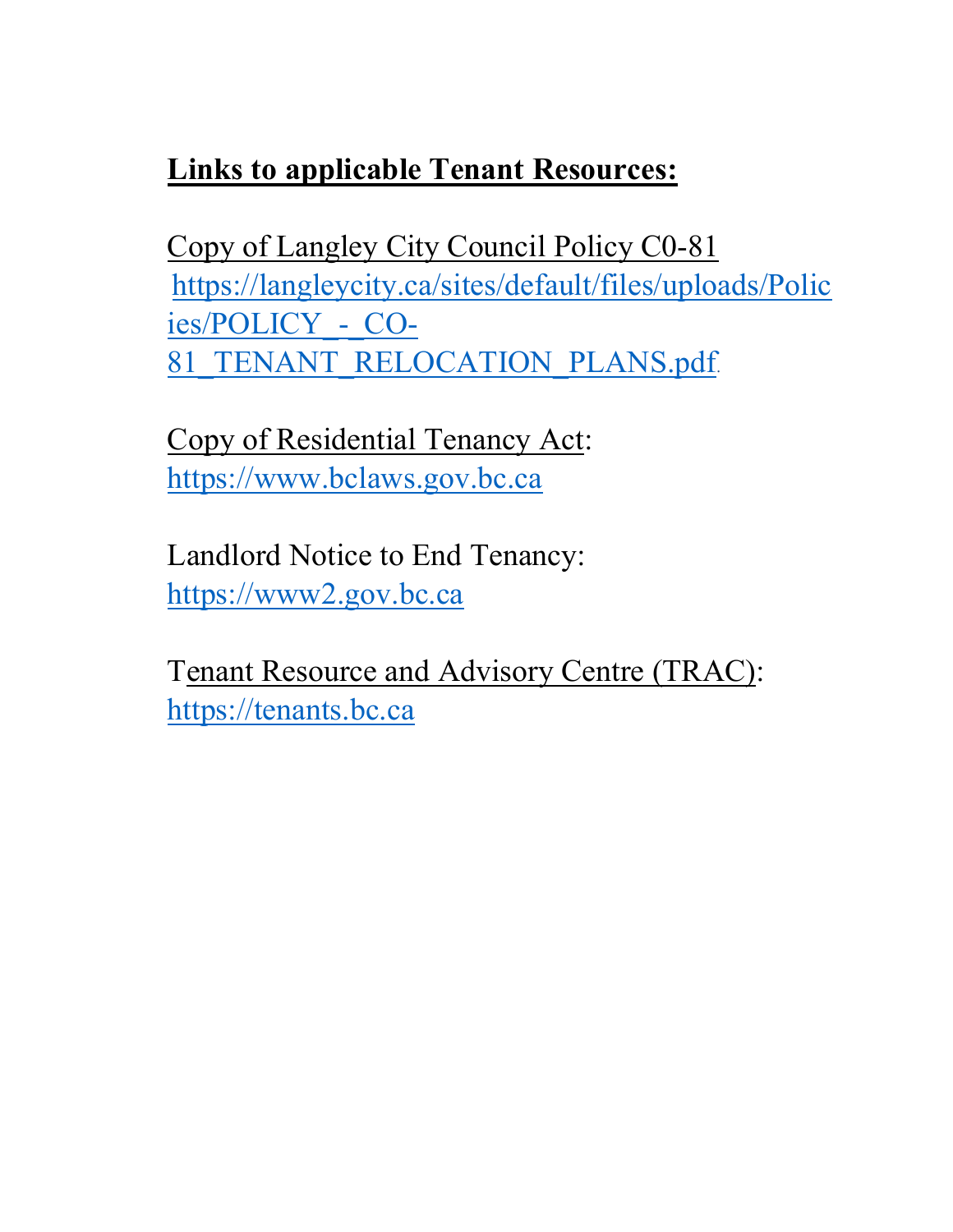**Links to applicable Tenant Resources:**

Copy of Langley City Council Policy C0-81
https://langleycity.ca/sites/default/files/uploads/Policies/POLICY_-_CO-81_TENANT_RELOCATION_PLANS.pdf.

Copy of Residential Tenancy Act:
https://www.bclaws.gov.bc.ca

Landlord Notice to End Tenancy:
https://www2.gov.bc.ca

Tenant Resource and Advisory Centre (TRAC):
https://tenants.bc.ca